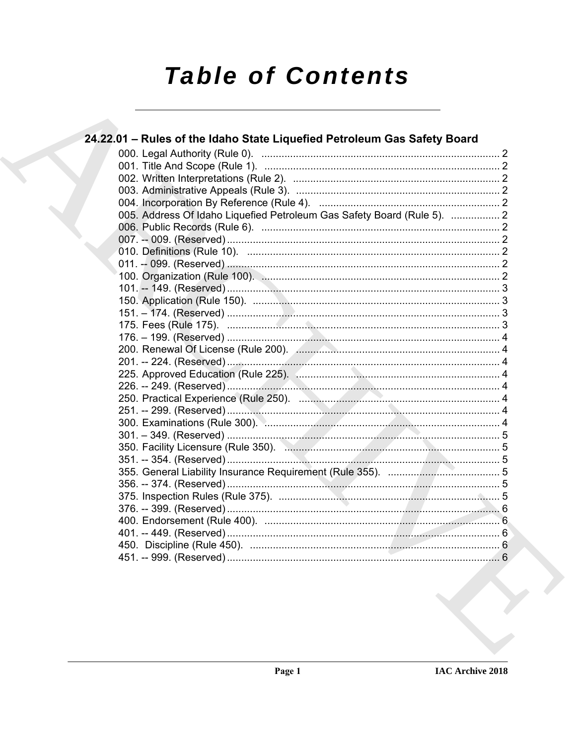# Table of Contents

## 24.22.01 – Rules of the Idaho State Liquefied Petroleum Gas Safety Board

000. Legal Authority (Rule 0). .................................................................................. 2
001. Title And Scope (Rule 1). .................................................................................. 2
002. Written Interpretations (Rule 2). ........................................................................ 2
003. Administrative Appeals (Rule 3). ....................................................................... 2
004. Incorporation By Reference (Rule 4). ............................................................... 2
005. Address Of Idaho Liquefied Petroleum Gas Safety Board (Rule 5). ................. 2
006. Public Records (Rule 6). ................................................................................... 2
007. -- 009. (Reserved) ............................................................................................... 2
010. Definitions (Rule 10). ........................................................................................ 2
011. -- 099. (Reserved) ............................................................................................... 2
100. Organization (Rule 100). ................................................................................... 2
101. -- 149. (Reserved) ............................................................................................... 3
150. Application (Rule 150). ...................................................................................... 3
151. – 174. (Reserved) ............................................................................................... 3
175. Fees (Rule 175). ............................................................................................... 3
176. – 199. (Reserved) ............................................................................................... 4
200. Renewal Of License (Rule 200). ....................................................................... 4
201. -- 224. (Reserved) ............................................................................................... 4
225. Approved Education (Rule 225). ....................................................................... 4
226. -- 249. (Reserved) ............................................................................................... 4
250. Practical Experience (Rule 250). ...................................................................... 4
251. -- 299. (Reserved) ............................................................................................... 4
300. Examinations (Rule 300). .................................................................................. 4
301. – 349. (Reserved) ............................................................................................... 5
350. Facility Licensure (Rule 350). ........................................................................... 5
351. -- 354. (Reserved) ............................................................................................... 5
355. General Liability Insurance Requirement (Rule 355). ....................................... 5
356. -- 374. (Reserved) ............................................................................................... 5
375. Inspection Rules (Rule 375). ............................................................................. 5
376. -- 399. (Reserved) ............................................................................................... 6
400. Endorsement (Rule 400). .................................................................................. 6
401. -- 449. (Reserved) ............................................................................................... 6
450. Discipline (Rule 450). ....................................................................................... 6
451. -- 999. (Reserved) ............................................................................................... 6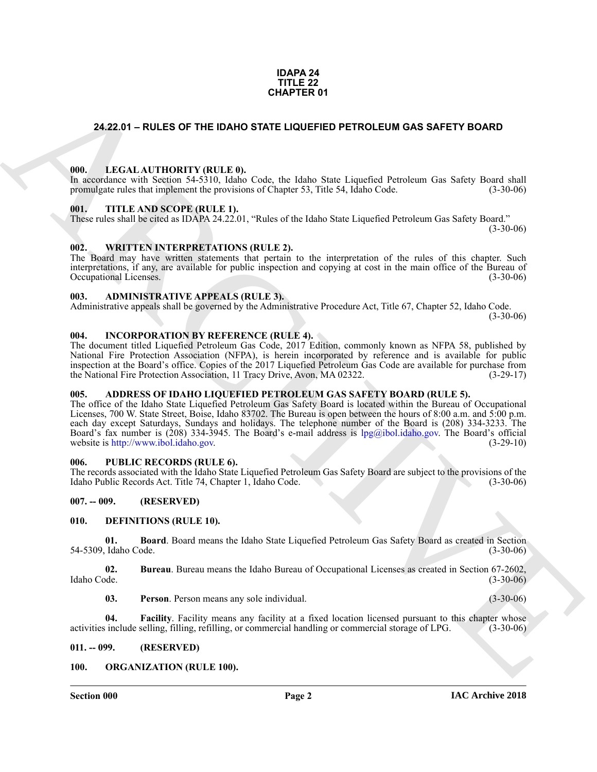**IDAPA 24**
**TITLE 22**
**CHAPTER 01**

# 24.22.01 – RULES OF THE IDAHO STATE LIQUEFIED PETROLEUM GAS SAFETY BOARD

### 000. LEGAL AUTHORITY (RULE 0).

In accordance with Section 54-5310, Idaho Code, the Idaho State Liquefied Petroleum Gas Safety Board shall promulgate rules that implement the provisions of Chapter 53, Title 54, Idaho Code. (3-30-06)

### 001. TITLE AND SCOPE (RULE 1).

These rules shall be cited as IDAPA 24.22.01, "Rules of the Idaho State Liquefied Petroleum Gas Safety Board." (3-30-06)

### 002. WRITTEN INTERPRETATIONS (RULE 2).

The Board may have written statements that pertain to the interpretation of the rules of this chapter. Such interpretations, if any, are available for public inspection and copying at cost in the main office of the Bureau of Occupational Licenses. (3-30-06)

### 003. ADMINISTRATIVE APPEALS (RULE 3).

Administrative appeals shall be governed by the Administrative Procedure Act, Title 67, Chapter 52, Idaho Code. (3-30-06)

### 004. INCORPORATION BY REFERENCE (RULE 4).

The document titled Liquefied Petroleum Gas Code, 2017 Edition, commonly known as NFPA 58, published by National Fire Protection Association (NFPA), is herein incorporated by reference and is available for public inspection at the Board's office. Copies of the 2017 Liquefied Petroleum Gas Code are available for purchase from the National Fire Protection Association, 11 Tracy Drive, Avon, MA 02322. (3-29-17)

### 005. ADDRESS OF IDAHO LIQUEFIED PETROLEUM GAS SAFETY BOARD (RULE 5).

The office of the Idaho State Liquefied Petroleum Gas Safety Board is located within the Bureau of Occupational Licenses, 700 W. State Street, Boise, Idaho 83702. The Bureau is open between the hours of 8:00 a.m. and 5:00 p.m. each day except Saturdays, Sundays and holidays. The telephone number of the Board is (208) 334-3233. The Board's fax number is (208) 334-3945. The Board's e-mail address is lpg@ibol.idaho.gov. The Board's official website is http://www.ibol.idaho.gov. (3-29-10)

### 006. PUBLIC RECORDS (RULE 6).

The records associated with the Idaho State Liquefied Petroleum Gas Safety Board are subject to the provisions of the Idaho Public Records Act. Title 74, Chapter 1, Idaho Code. (3-30-06)

### 007. -- 009. (RESERVED)

### 010. DEFINITIONS (RULE 10).

**01. Board**. Board means the Idaho State Liquefied Petroleum Gas Safety Board as created in Section 54-5309, Idaho Code. (3-30-06)

**02. Bureau**. Bureau means the Idaho Bureau of Occupational Licenses as created in Section 67-2602, Idaho Code. (3-30-06)

**03. Person**. Person means any sole individual. (3-30-06)

**04. Facility**. Facility means any facility at a fixed location licensed pursuant to this chapter whose activities include selling, filling, refilling, or commercial handling or commercial storage of LPG. (3-30-06)

### 011. -- 099. (RESERVED)

### 100. ORGANIZATION (RULE 100).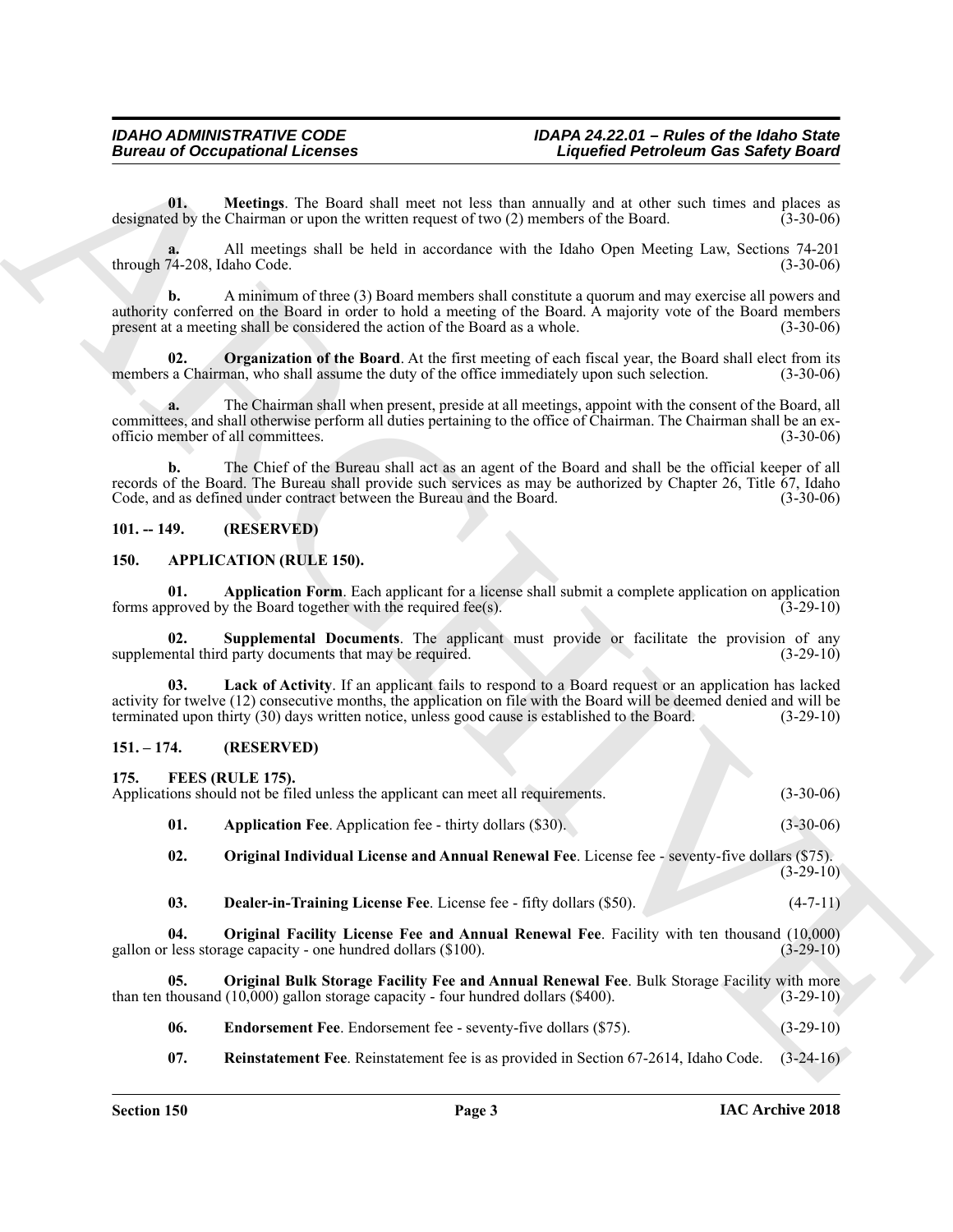**01. Meetings**. The Board shall meet not less than annually and at other such times and places as designated by the Chairman or upon the written request of two (2) members of the Board. (3-30-06)

**a.** All meetings shall be held in accordance with the Idaho Open Meeting Law, Sections 74-201 through 74-208, Idaho Code. (3-30-06)

**b.** A minimum of three (3) Board members shall constitute a quorum and may exercise all powers and authority conferred on the Board in order to hold a meeting of the Board. A majority vote of the Board members present at a meeting shall be considered the action of the Board as a whole. (3-30-06)

**02. Organization of the Board**. At the first meeting of each fiscal year, the Board shall elect from its members a Chairman, who shall assume the duty of the office immediately upon such selection. (3-30-06)

**a.** The Chairman shall when present, preside at all meetings, appoint with the consent of the Board, all committees, and shall otherwise perform all duties pertaining to the office of Chairman. The Chairman shall be an ex-officio member of all committees. (3-30-06)

**b.** The Chief of the Bureau shall act as an agent of the Board and shall be the official keeper of all records of the Board. The Bureau shall provide such services as may be authorized by Chapter 26, Title 67, Idaho Code, and as defined under contract between the Bureau and the Board. (3-30-06)

## 101. -- 149. (RESERVED)

## 150. APPLICATION (RULE 150).

**01. Application Form**. Each applicant for a license shall submit a complete application on application forms approved by the Board together with the required fee(s). (3-29-10)

**02. Supplemental Documents**. The applicant must provide or facilitate the provision of any supplemental third party documents that may be required. (3-29-10)

**03. Lack of Activity**. If an applicant fails to respond to a Board request or an application has lacked activity for twelve (12) consecutive months, the application on file with the Board will be deemed denied and will be terminated upon thirty (30) days written notice, unless good cause is established to the Board. (3-29-10)

## 151. – 174. (RESERVED)

## 175. FEES (RULE 175).

Applications should not be filed unless the applicant can meet all requirements. (3-30-06)

**01. Application Fee**. Application fee - thirty dollars ($30). (3-30-06)

**02. Original Individual License and Annual Renewal Fee**. License fee - seventy-five dollars ($75). (3-29-10)

**03. Dealer-in-Training License Fee**. License fee - fifty dollars ($50). (4-7-11)

**04. Original Facility License Fee and Annual Renewal Fee**. Facility with ten thousand (10,000) gallon or less storage capacity - one hundred dollars ($100). (3-29-10)

**05. Original Bulk Storage Facility Fee and Annual Renewal Fee**. Bulk Storage Facility with more than ten thousand (10,000) gallon storage capacity - four hundred dollars ($400). (3-29-10)

**06. Endorsement Fee**. Endorsement fee - seventy-five dollars ($75). (3-29-10)

**07. Reinstatement Fee**. Reinstatement fee is as provided in Section 67-2614, Idaho Code. (3-24-16)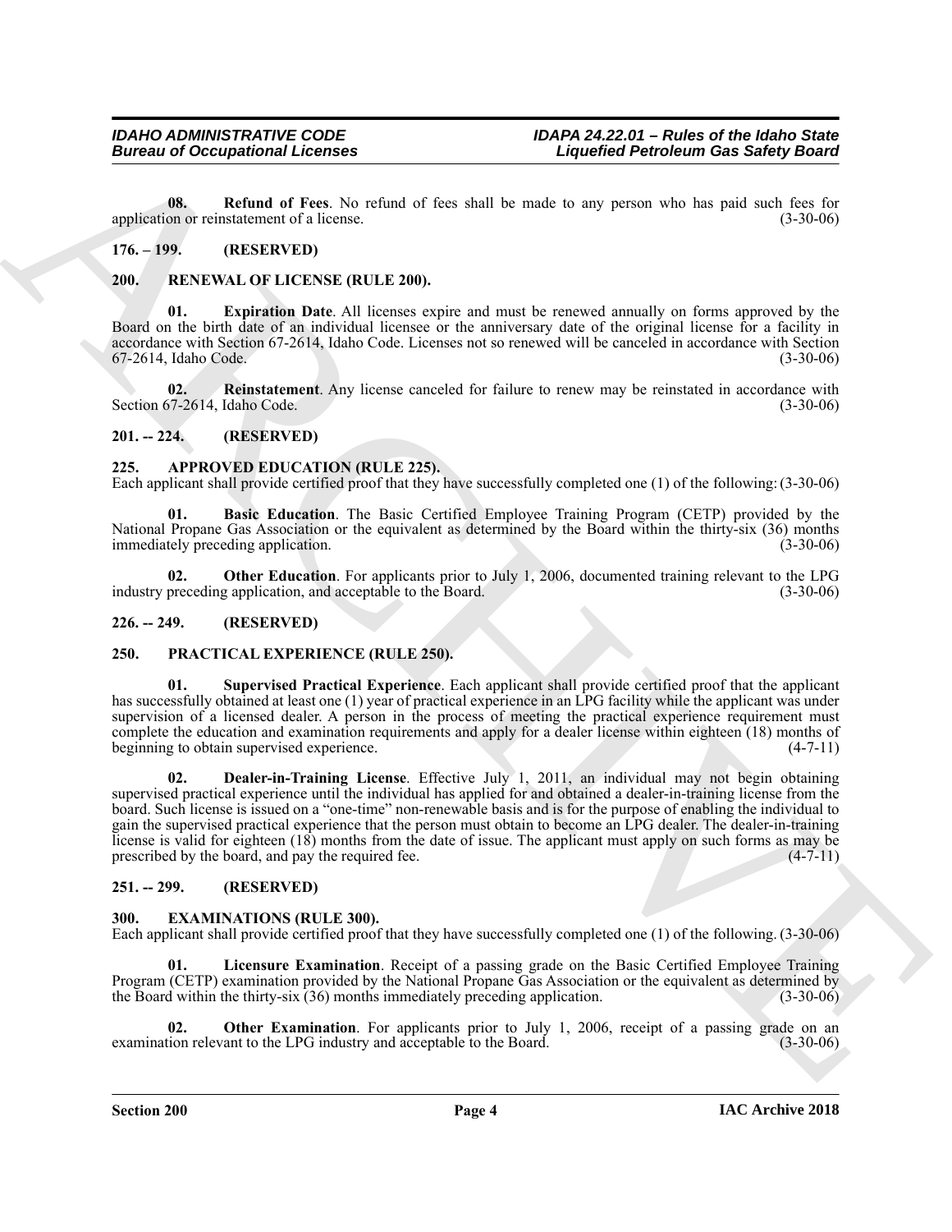**08. Refund of Fees**. No refund of fees shall be made to any person who has paid such fees for application or reinstatement of a license. (3-30-06)

## 176. – 199. (RESERVED)

## 200. RENEWAL OF LICENSE (RULE 200).

**01. Expiration Date**. All licenses expire and must be renewed annually on forms approved by the Board on the birth date of an individual licensee or the anniversary date of the original license for a facility in accordance with Section 67-2614, Idaho Code. Licenses not so renewed will be canceled in accordance with Section 67-2614, Idaho Code. (3-30-06)

**02. Reinstatement**. Any license canceled for failure to renew may be reinstated in accordance with Section 67-2614, Idaho Code. (3-30-06)

## 201. -- 224. (RESERVED)

## 225. APPROVED EDUCATION (RULE 225).

Each applicant shall provide certified proof that they have successfully completed one (1) of the following: (3-30-06)

**01. Basic Education**. The Basic Certified Employee Training Program (CETP) provided by the National Propane Gas Association or the equivalent as determined by the Board within the thirty-six (36) months immediately preceding application. (3-30-06)

**02. Other Education**. For applicants prior to July 1, 2006, documented training relevant to the LPG industry preceding application, and acceptable to the Board. (3-30-06)

## 226. -- 249. (RESERVED)

## 250. PRACTICAL EXPERIENCE (RULE 250).

**01. Supervised Practical Experience**. Each applicant shall provide certified proof that the applicant has successfully obtained at least one (1) year of practical experience in an LPG facility while the applicant was under supervision of a licensed dealer. A person in the process of meeting the practical experience requirement must complete the education and examination requirements and apply for a dealer license within eighteen (18) months of beginning to obtain supervised experience. (4-7-11)

**02. Dealer-in-Training License**. Effective July 1, 2011, an individual may not begin obtaining supervised practical experience until the individual has applied for and obtained a dealer-in-training license from the board. Such license is issued on a "one-time" non-renewable basis and is for the purpose of enabling the individual to gain the supervised practical experience that the person must obtain to become an LPG dealer. The dealer-in-training license is valid for eighteen (18) months from the date of issue. The applicant must apply on such forms as may be prescribed by the board, and pay the required fee. (4-7-11)

## 251. -- 299. (RESERVED)

## 300. EXAMINATIONS (RULE 300).

Each applicant shall provide certified proof that they have successfully completed one (1) of the following. (3-30-06)

**01. Licensure Examination**. Receipt of a passing grade on the Basic Certified Employee Training Program (CETP) examination provided by the National Propane Gas Association or the equivalent as determined by the Board within the thirty-six (36) months immediately preceding application. (3-30-06)

**02. Other Examination**. For applicants prior to July 1, 2006, receipt of a passing grade on an examination relevant to the LPG industry and acceptable to the Board. (3-30-06)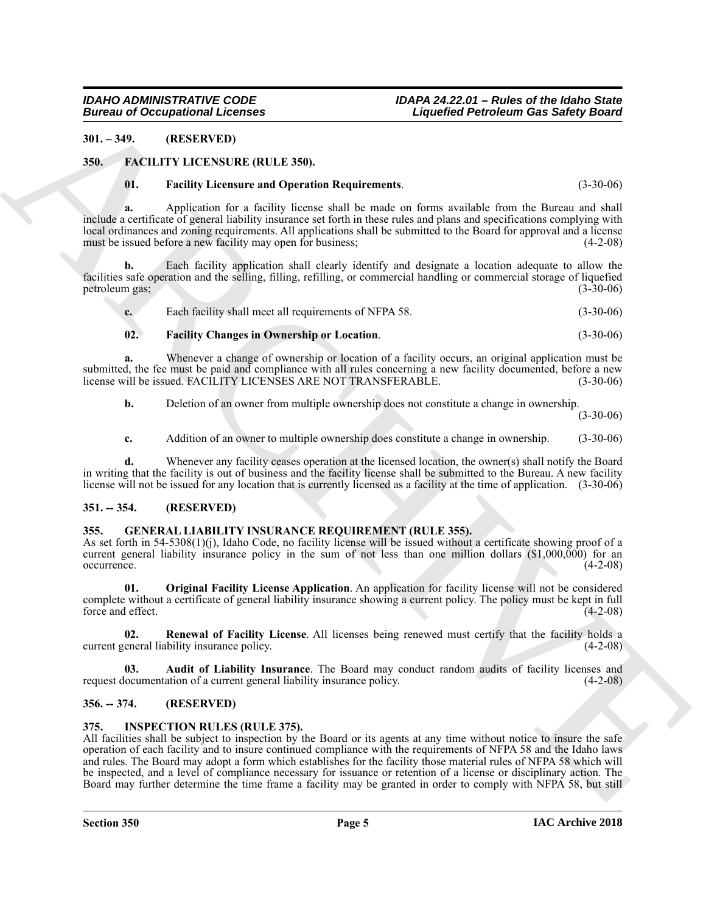**301. – 349. (RESERVED)**

**350. FACILITY LICENSURE (RULE 350).**

**01. Facility Licensure and Operation Requirements**. (3-30-06)

**a.** Application for a facility license shall be made on forms available from the Bureau and shall include a certificate of general liability insurance set forth in these rules and plans and specifications complying with local ordinances and zoning requirements. All applications shall be submitted to the Board for approval and a license must be issued before a new facility may open for business; (4-2-08)

**b.** Each facility application shall clearly identify and designate a location adequate to allow the facilities safe operation and the selling, filling, refilling, or commercial handling or commercial storage of liquefied petroleum gas; (3-30-06)

**c.** Each facility shall meet all requirements of NFPA 58. (3-30-06)

**02. Facility Changes in Ownership or Location**. (3-30-06)

**a.** Whenever a change of ownership or location of a facility occurs, an original application must be submitted, the fee must be paid and compliance with all rules concerning a new facility documented, before a new license will be issued. FACILITY LICENSES ARE NOT TRANSFERABLE. (3-30-06)

**b.** Deletion of an owner from multiple ownership does not constitute a change in ownership. (3-30-06)

**c.** Addition of an owner to multiple ownership does constitute a change in ownership. (3-30-06)

**d.** Whenever any facility ceases operation at the licensed location, the owner(s) shall notify the Board in writing that the facility is out of business and the facility license shall be submitted to the Bureau. A new facility license will not be issued for any location that is currently licensed as a facility at the time of application. (3-30-06)

**351. -- 354. (RESERVED)**

**355. GENERAL LIABILITY INSURANCE REQUIREMENT (RULE 355).**

As set forth in 54-5308(1)(j), Idaho Code, no facility license will be issued without a certificate showing proof of a current general liability insurance policy in the sum of not less than one million dollars ($1,000,000) for an occurrence. (4-2-08)

**01. Original Facility License Application**. An application for facility license will not be considered complete without a certificate of general liability insurance showing a current policy. The policy must be kept in full force and effect. (4-2-08)

**02. Renewal of Facility License**. All licenses being renewed must certify that the facility holds a current general liability insurance policy. (4-2-08)

**03. Audit of Liability Insurance**. The Board may conduct random audits of facility licenses and request documentation of a current general liability insurance policy. (4-2-08)

**356. -- 374. (RESERVED)**

**375. INSPECTION RULES (RULE 375).**

All facilities shall be subject to inspection by the Board or its agents at any time without notice to insure the safe operation of each facility and to insure continued compliance with the requirements of NFPA 58 and the Idaho laws and rules. The Board may adopt a form which establishes for the facility those material rules of NFPA 58 which will be inspected, and a level of compliance necessary for issuance or retention of a license or disciplinary action. The Board may further determine the time frame a facility may be granted in order to comply with NFPA 58, but still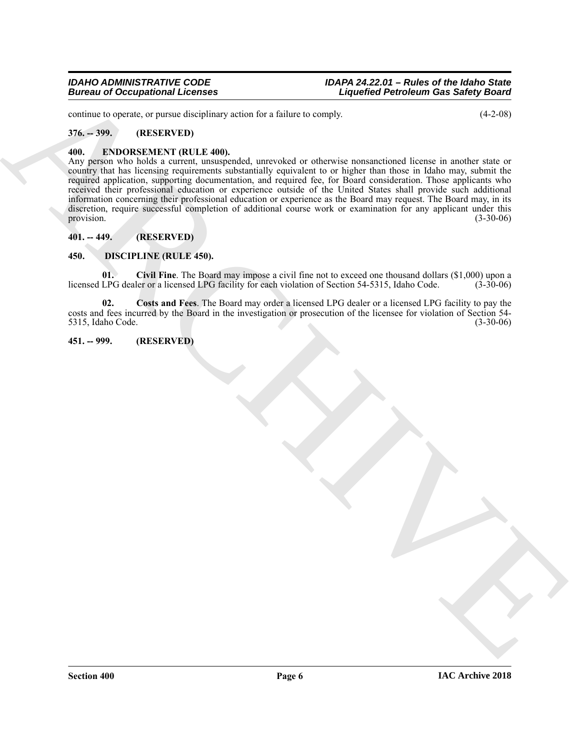continue to operate, or pursue disciplinary action for a failure to comply. (4-2-08)

### 376. -- 399. (RESERVED)

### 400. ENDORSEMENT (RULE 400).

Any person who holds a current, unsuspended, unrevoked or otherwise nonsanctioned license in another state or country that has licensing requirements substantially equivalent to or higher than those in Idaho may, submit the required application, supporting documentation, and required fee, for Board consideration. Those applicants who received their professional education or experience outside of the United States shall provide such additional information concerning their professional education or experience as the Board may request. The Board may, in its discretion, require successful completion of additional course work or examination for any applicant under this provision. (3-30-06)

### 401. -- 449. (RESERVED)

### 450. DISCIPLINE (RULE 450).

**01. Civil Fine**. The Board may impose a civil fine not to exceed one thousand dollars ($1,000) upon a licensed LPG dealer or a licensed LPG facility for each violation of Section 54-5315, Idaho Code. (3-30-06)

**02. Costs and Fees**. The Board may order a licensed LPG dealer or a licensed LPG facility to pay the costs and fees incurred by the Board in the investigation or prosecution of the licensee for violation of Section 54-5315, Idaho Code. (3-30-06)

### 451. -- 999. (RESERVED)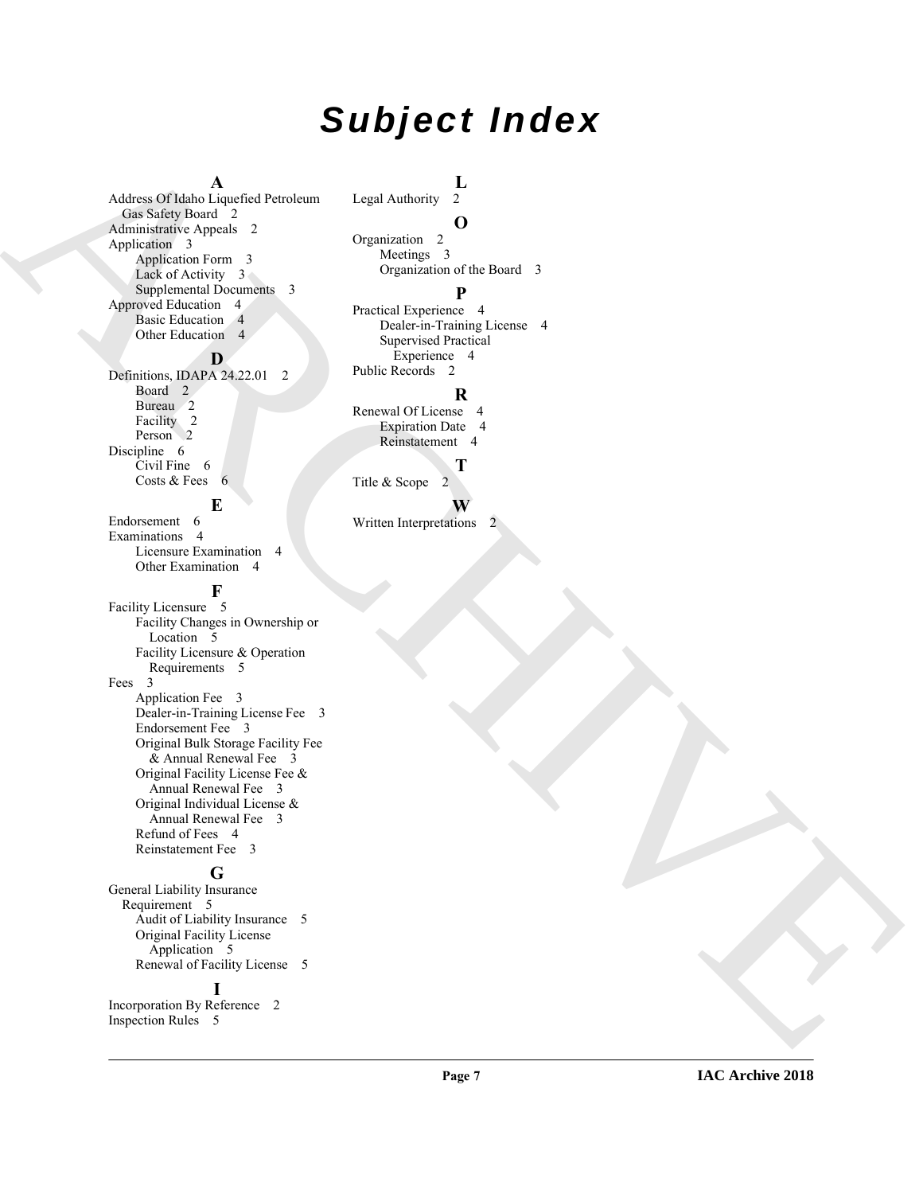# Subject Index

**A**

Address Of Idaho Liquefied Petroleum Gas Safety Board 2
Administrative Appeals 2
Application 3
- Application Form 3
- Lack of Activity 3
- Supplemental Documents 3

Approved Education 4
- Basic Education 4
- Other Education 4

**D**

Definitions, IDAPA 24.22.01 2
- Board 2
- Bureau 2
- Facility 2
- Person 2

Discipline 6
- Civil Fine 6
- Costs & Fees 6

**E**

Endorsement 6
Examinations 4
- Licensure Examination 4
- Other Examination 4

**F**

Facility Licensure 5
- Facility Changes in Ownership or Location 5
- Facility Licensure & Operation Requirements 5

Fees 3
- Application Fee 3
- Dealer-in-Training License Fee 3
- Endorsement Fee 3
- Original Bulk Storage Facility Fee & Annual Renewal Fee 3
- Original Facility License Fee & Annual Renewal Fee 3
- Original Individual License & Annual Renewal Fee 3
- Refund of Fees 4
- Reinstatement Fee 3

**G**

General Liability Insurance Requirement 5
- Audit of Liability Insurance 5
- Original Facility License Application 5
- Renewal of Facility License 5

**I**

Incorporation By Reference 2
Inspection Rules 5

**L**

Legal Authority 2

**O**

Organization 2
- Meetings 3
- Organization of the Board 3

**P**

Practical Experience 4
- Dealer-in-Training License 4
- Supervised Practical Experience 4

Public Records 2

**R**

Renewal Of License 4
- Expiration Date 4
- Reinstatement 4

**T**

Title & Scope 2

**W**

Written Interpretations 2